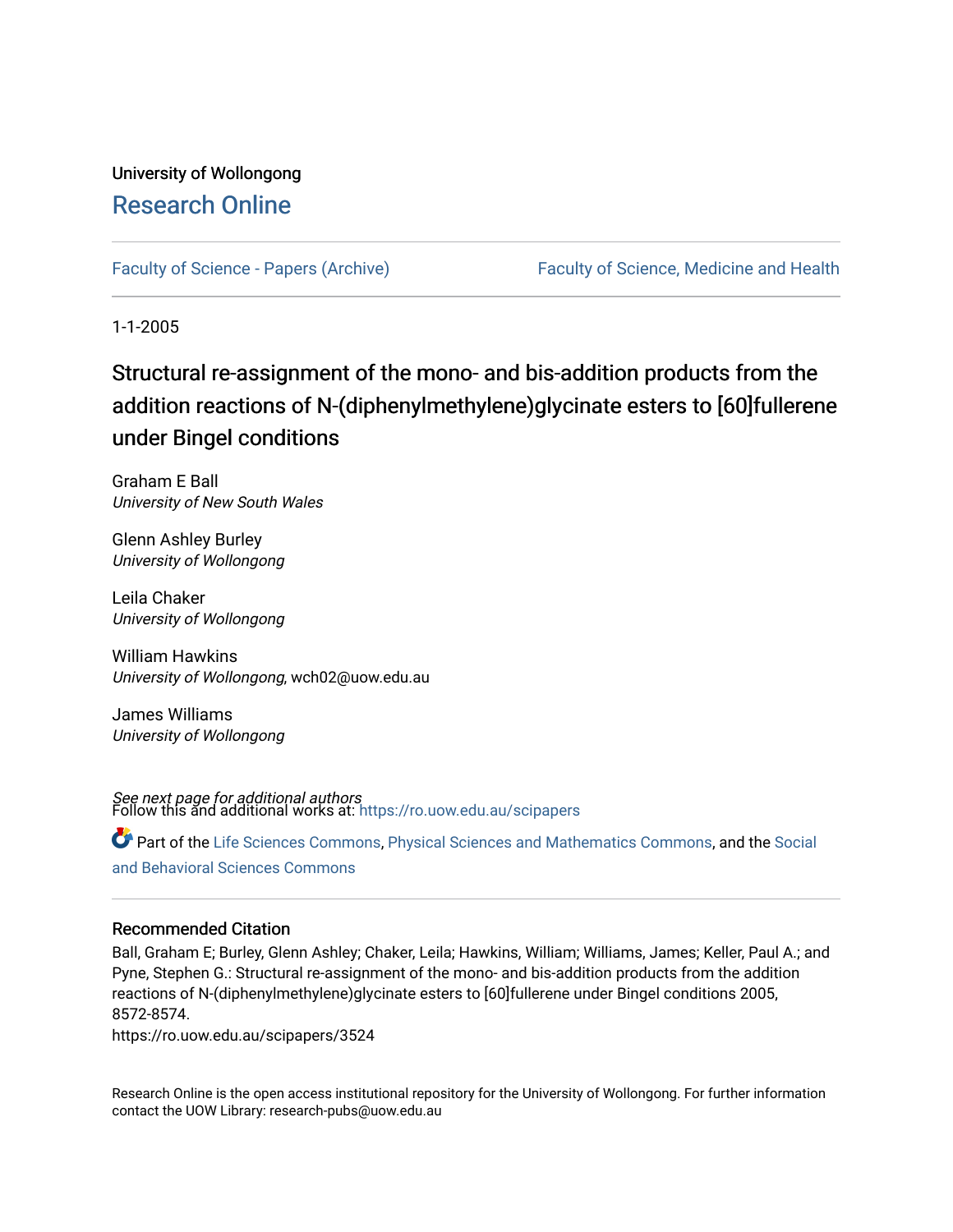University of Wollongong

# Research Online

Faculty of Science - Papers (Archive) | Faculty of Science, Medicine and Health

1-1-2005

# Structural re-assignment of the mono- and bis-addition products from the addition reactions of N-(diphenylmethylene)glycinate esters to [60]fullerene under Bingel conditions

Graham E Ball
*University of New South Wales*

Glenn Ashley Burley
*University of Wollongong*

Leila Chaker
*University of Wollongong*

William Hawkins
*University of Wollongong*, wch02@uow.edu.au

James Williams
*University of Wollongong*

*See next page for additional authors*

Follow this and additional works at: https://ro.uow.edu.au/scipapers

Part of the Life Sciences Commons, Physical Sciences and Mathematics Commons, and the Social and Behavioral Sciences Commons

### Recommended Citation

Ball, Graham E; Burley, Glenn Ashley; Chaker, Leila; Hawkins, William; Williams, James; Keller, Paul A.; and Pyne, Stephen G.: Structural re-assignment of the mono- and bis-addition products from the addition reactions of N-(diphenylmethylene)glycinate esters to [60]fullerene under Bingel conditions 2005, 8572-8574.
https://ro.uow.edu.au/scipapers/3524

Research Online is the open access institutional repository for the University of Wollongong. For further information contact the UOW Library: research-pubs@uow.edu.au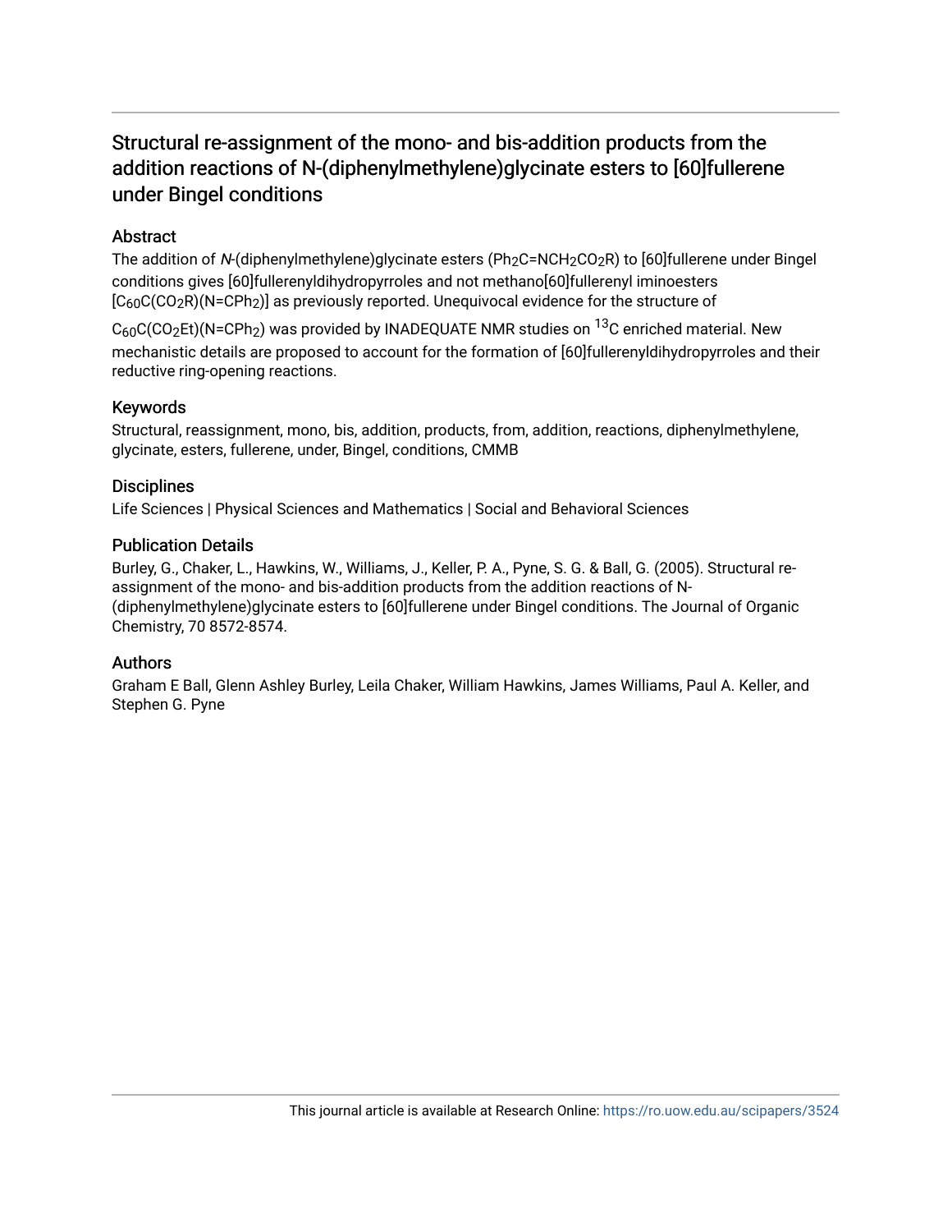# Structural re-assignment of the mono- and bis-addition products from the addition reactions of N-(diphenylmethylene)glycinate esters to [60]fullerene under Bingel conditions

## Abstract

The addition of *N*-(diphenylmethylene)glycinate esters ($Ph_2C{=}NCH_2CO_2R$) to [60]fullerene under Bingel conditions gives [60]fullerenyldihydropyrroles and not methano[60]fullerenyl iminoesters [$C_{60}C(CO_2R)(N{=}CPh_2)$] as previously reported. Unequivocal evidence for the structure of $C_{60}C(CO_2Et)(N{=}CPh_2)$ was provided by INADEQUATE NMR studies on $^{13}C$ enriched material. New mechanistic details are proposed to account for the formation of [60]fullerenyldihydropyrroles and their reductive ring-opening reactions.

## Keywords

Structural, reassignment, mono, bis, addition, products, from, addition, reactions, diphenylmethylene, glycinate, esters, fullerene, under, Bingel, conditions, CMMB

## Disciplines

Life Sciences | Physical Sciences and Mathematics | Social and Behavioral Sciences

## Publication Details

Burley, G., Chaker, L., Hawkins, W., Williams, J., Keller, P. A., Pyne, S. G. & Ball, G. (2005). Structural re-assignment of the mono- and bis-addition products from the addition reactions of N-(diphenylmethylene)glycinate esters to [60]fullerene under Bingel conditions. The Journal of Organic Chemistry, 70 8572-8574.

## Authors

Graham E Ball, Glenn Ashley Burley, Leila Chaker, William Hawkins, James Williams, Paul A. Keller, and Stephen G. Pyne

This journal article is available at Research Online: https://ro.uow.edu.au/scipapers/3524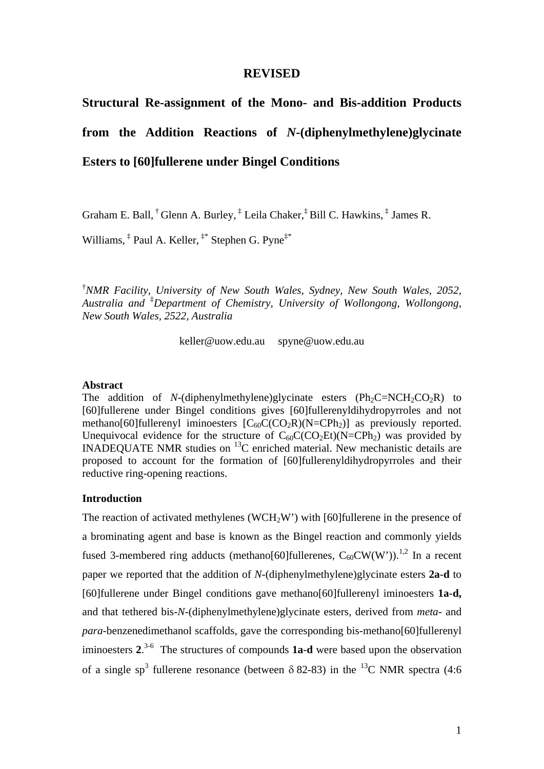**REVISED**

# Structural Re-assignment of the Mono- and Bis-addition Products from the Addition Reactions of *N*-(diphenylmethylene)glycinate Esters to [60]fullerene under Bingel Conditions

Graham E. Ball, [†] Glenn A. Burley, [‡] Leila Chaker,[‡] Bill C. Hawkins, [‡] James R. Williams, [‡] Paul A. Keller, [‡*] Stephen G. Pyne[‡*]

[†]*NMR Facility, University of New South Wales, Sydney, New South Wales, 2052, Australia and* [‡]*Department of Chemistry, University of Wollongong, Wollongong, New South Wales, 2522, Australia*

keller@uow.edu.au  spyne@uow.edu.au

**Abstract**

The addition of *N*-(diphenylmethylene)glycinate esters ($Ph_2C{=}NCH_2CO_2R$) to [60]fullerene under Bingel conditions gives [60]fullerenyldihydropyrroles and not methano[60]fullerenyl iminoesters [$C_{60}C(CO_2R)(N{=}CPh_2)$] as previously reported. Unequivocal evidence for the structure of $C_{60}C(CO_2Et)(N{=}CPh_2)$ was provided by INADEQUATE NMR studies on $^{13}C$ enriched material. New mechanistic details are proposed to account for the formation of [60]fullerenyldihydropyrroles and their reductive ring-opening reactions.

**Introduction**

The reaction of activated methylenes ($WCH_2W'$) with [60]fullerene in the presence of a brominating agent and base is known as the Bingel reaction and commonly yields fused 3-membered ring adducts (methano[60]fullerenes, $C_{60}CW(W')$).[1,2] In a recent paper we reported that the addition of *N*-(diphenylmethylene)glycinate esters **2a**-**d** to [60]fullerene under Bingel conditions gave methano[60]fullerenyl iminoesters **1a**-**d,** and that tethered bis-*N*-(diphenylmethylene)glycinate esters, derived from *meta*- and *para*-benzenedimethanol scaffolds, gave the corresponding bis-methano[60]fullerenyl iminoesters **2**.[3-6] The structures of compounds **1a**-**d** were based upon the observation of a single $sp^3$ fullerene resonance (between $\delta$ 82-83) in the $^{13}C$ NMR spectra (4:6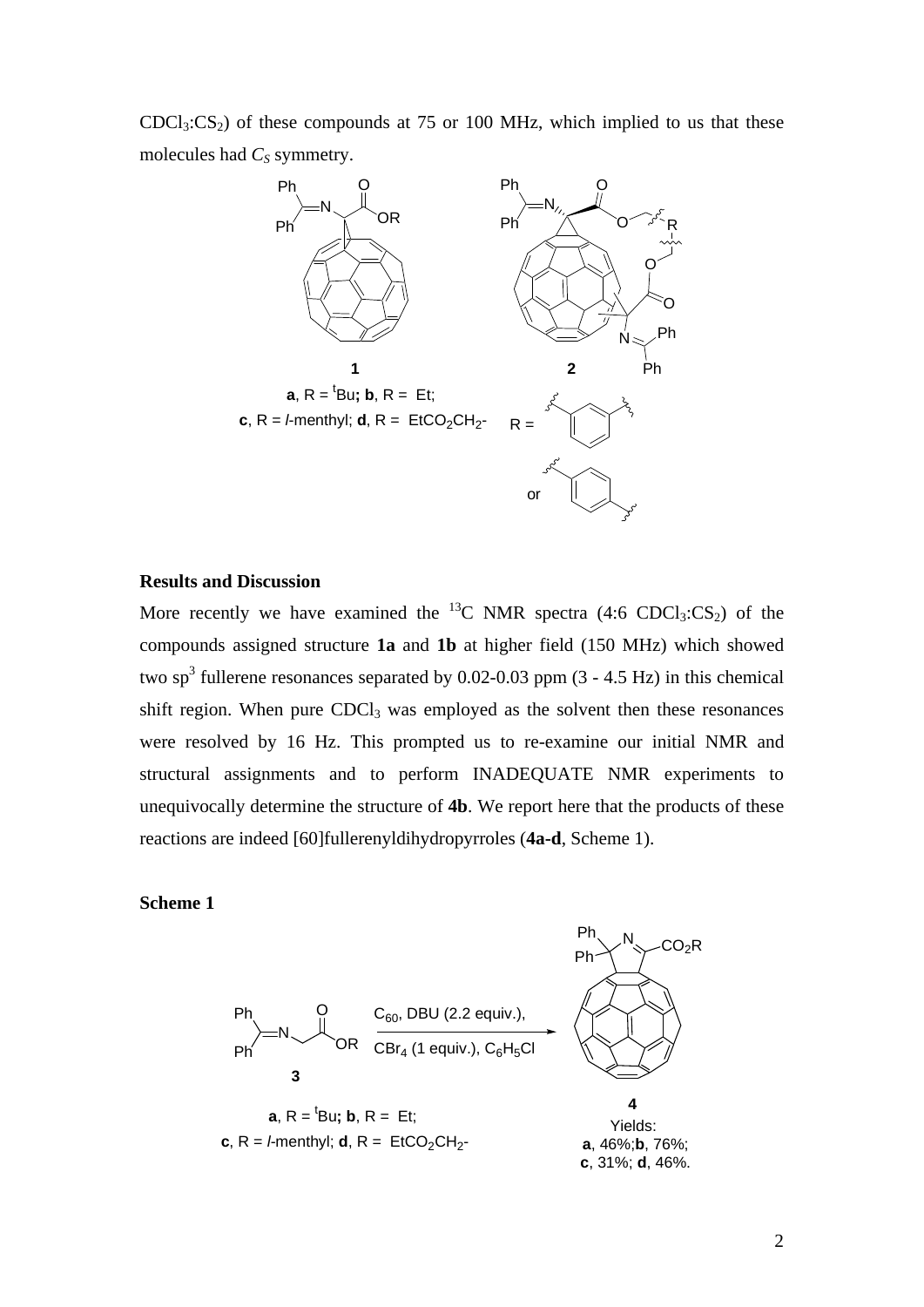$CDCl_3$:$CS_2$) of these compounds at 75 or 100 MHz, which implied to us that these molecules had $C_S$ symmetry.

**a**, R = $^t$Bu; **b**, R = Et;
**c**, R = *l*-menthyl; **d**, R = $EtCO_2CH_2$-

## Results and Discussion

More recently we have examined the $^{13}$C NMR spectra (4:6 $CDCl_3$:$CS_2$) of the compounds assigned structure **1a** and **1b** at higher field (150 MHz) which showed two sp$^3$ fullerene resonances separated by 0.02-0.03 ppm (3 - 4.5 Hz) in this chemical shift region. When pure $CDCl_3$ was employed as the solvent then these resonances were resolved by 16 Hz. This prompted us to re-examine our initial NMR and structural assignments and to perform INADEQUATE NMR experiments to unequivocally determine the structure of **4b**. We report here that the products of these reactions are indeed [60]fullerenyldihydropyrroles (**4a-d**, Scheme 1).

## Scheme 1

$C_{60}$, DBU (2.2 equiv.), $CBr_4$ (1 equiv.), $C_6H_5Cl$

**3**: **a**, R = $^t$Bu; **b**, R = Et; **c**, R = *l*-menthyl; **d**, R = $EtCO_2CH_2$-

**4**: Yields: **a**, 46%; **b**, 76%; **c**, 31%; **d**, 46%.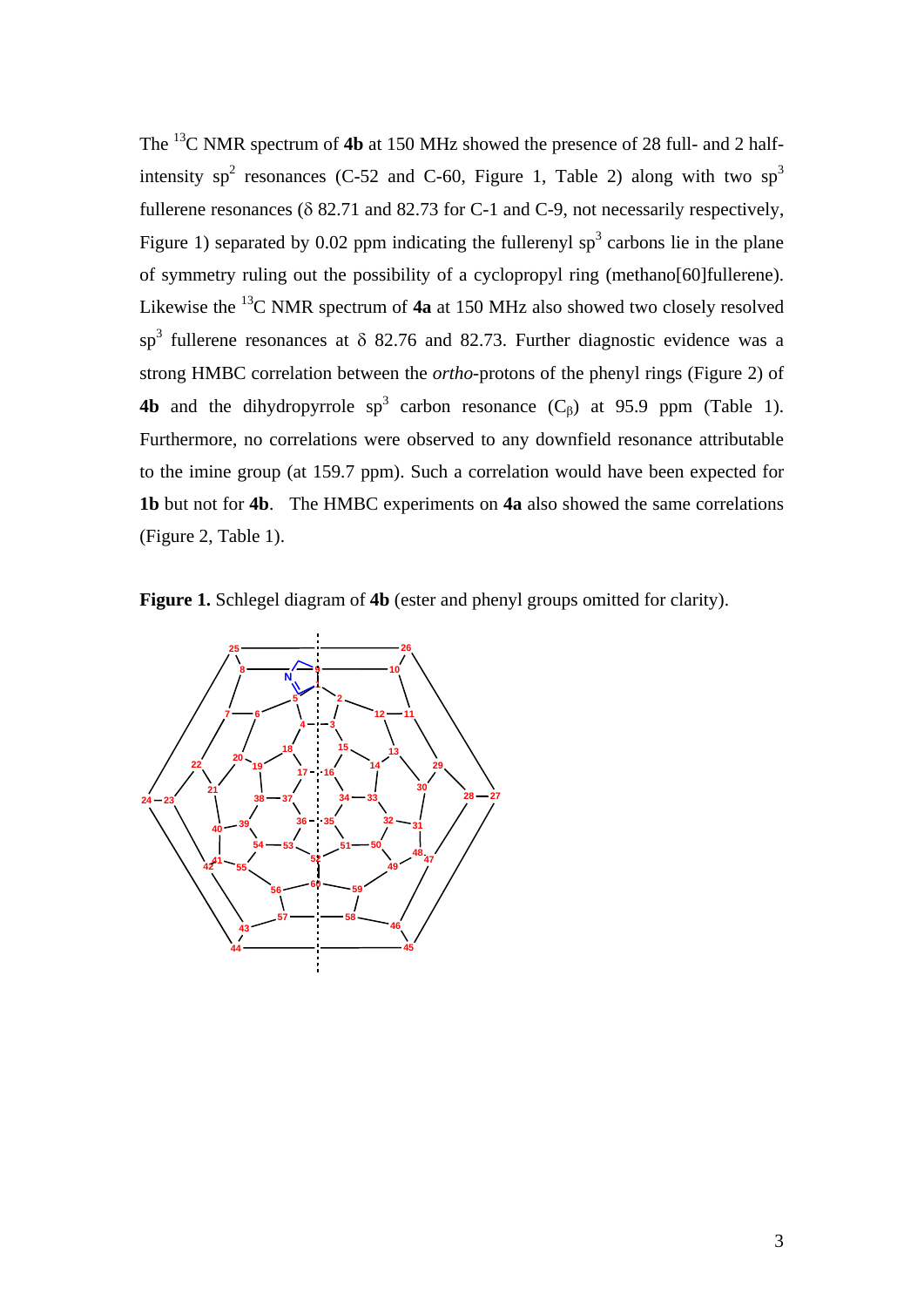The $^{13}C$ NMR spectrum of **4b** at 150 MHz showed the presence of 28 full- and 2 half-intensity $sp^2$ resonances (C-52 and C-60, Figure 1, Table 2) along with two $sp^3$ fullerene resonances (δ 82.71 and 82.73 for C-1 and C-9, not necessarily respectively, Figure 1) separated by 0.02 ppm indicating the fullerenyl $sp^3$ carbons lie in the plane of symmetry ruling out the possibility of a cyclopropyl ring (methano[60]fullerene). Likewise the $^{13}C$ NMR spectrum of **4a** at 150 MHz also showed two closely resolved $sp^3$ fullerene resonances at δ 82.76 and 82.73. Further diagnostic evidence was a strong HMBC correlation between the *ortho*-protons of the phenyl rings (Figure 2) of **4b** and the dihydropyrrole $sp^3$ carbon resonance ($C_\beta$) at 95.9 ppm (Table 1). Furthermore, no correlations were observed to any downfield resonance attributable to the imine group (at 159.7 ppm). Such a correlation would have been expected for **1b** but not for **4b**. The HMBC experiments on **4a** also showed the same correlations (Figure 2, Table 1).

**Figure 1.** Schlegel diagram of **4b** (ester and phenyl groups omitted for clarity).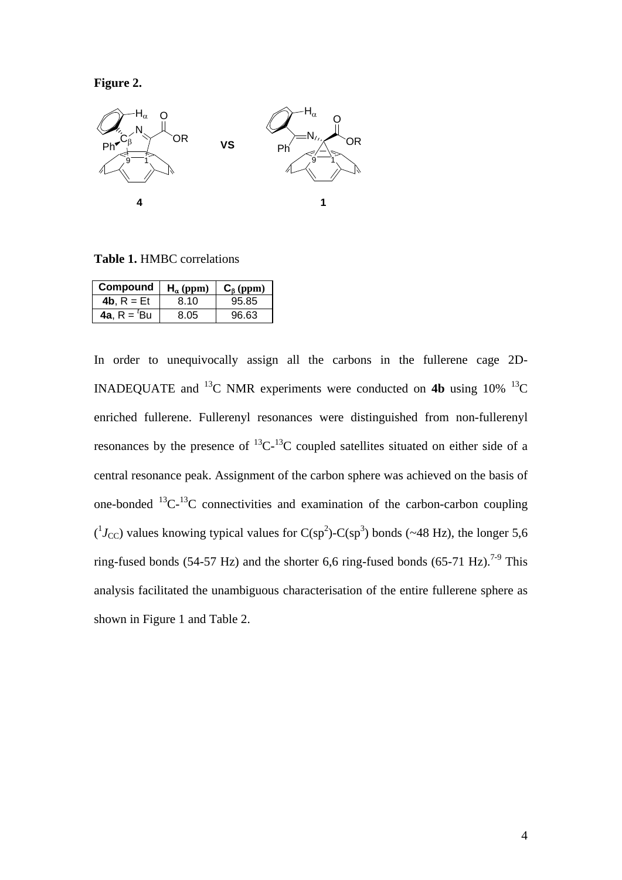**Figure 2.**

**Table 1.** HMBC correlations

| Compound | $H_\alpha$ (ppm) | $C_\beta$ (ppm) |
|---|---|---|
| **4b**, R = Et | 8.10 | 95.85 |
| **4a**, R = $^t$Bu | 8.05 | 96.63 |

In order to unequivocally assign all the carbons in the fullerene cage 2D-INADEQUATE and $^{13}$C NMR experiments were conducted on **4b** using 10% $^{13}$C enriched fullerene. Fullerenyl resonances were distinguished from non-fullerenyl resonances by the presence of $^{13}$C-$^{13}$C coupled satellites situated on either side of a central resonance peak. Assignment of the carbon sphere was achieved on the basis of one-bonded $^{13}$C-$^{13}$C connectivities and examination of the carbon-carbon coupling ($^1J_{CC}$) values knowing typical values for C(sp$^2$)-C(sp$^3$) bonds (~48 Hz), the longer 5,6 ring-fused bonds (54-57 Hz) and the shorter 6,6 ring-fused bonds (65-71 Hz).[7-9] This analysis facilitated the unambiguous characterisation of the entire fullerene sphere as shown in Figure 1 and Table 2.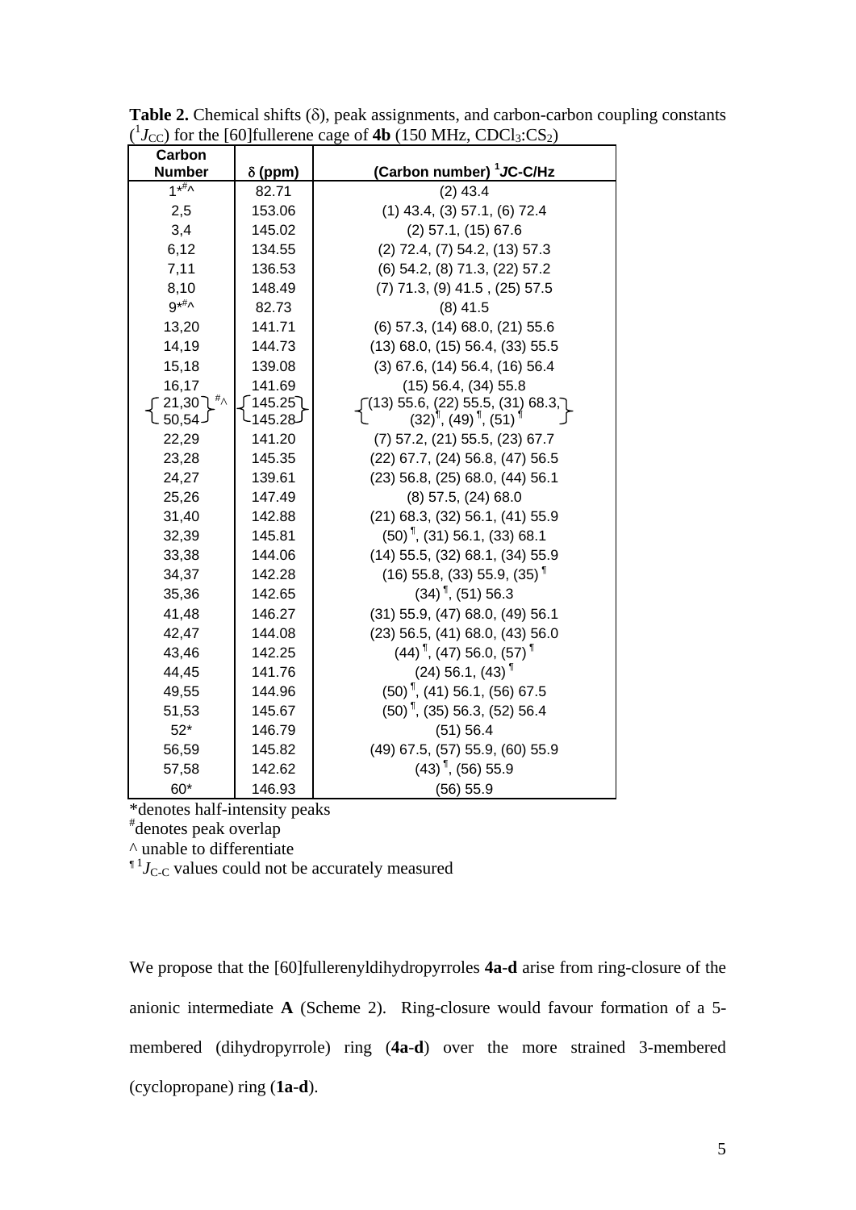**Table 2.** Chemical shifts (δ), peak assignments, and carbon-carbon coupling constants ($^1J_{CC}$) for the [60]fullerene cage of **4b** (150 MHz, $CDCl_3$:$CS_2$)

| Carbon Number | δ (ppm) | (Carbon number) $^1$JC-C/Hz |
|---|---|---|
| 1*#^ | 82.71 | (2) 43.4 |
| 2,5 | 153.06 | (1) 43.4, (3) 57.1, (6) 72.4 |
| 3,4 | 145.02 | (2) 57.1, (15) 67.6 |
| 6,12 | 134.55 | (2) 72.4, (7) 54.2, (13) 57.3 |
| 7,11 | 136.53 | (6) 54.2, (8) 71.3, (22) 57.2 |
| 8,10 | 148.49 | (7) 71.3, (9) 41.5 , (25) 57.5 |
| 9*#^ | 82.73 | (8) 41.5 |
| 13,20 | 141.71 | (6) 57.3, (14) 68.0, (21) 55.6 |
| 14,19 | 144.73 | (13) 68.0, (15) 56.4, (33) 55.5 |
| 15,18 | 139.08 | (3) 67.6, (14) 56.4, (16) 56.4 |
| 16,17 | 141.69 | (15) 56.4, (34) 55.8 |
| {21,30 / 50,54}#^ | {145.25 / 145.28} | {(13) 55.6, (22) 55.5, (31) 68.3, (32)¶, (49)¶, (51)¶} |
| 22,29 | 141.20 | (7) 57.2, (21) 55.5, (23) 67.7 |
| 23,28 | 145.35 | (22) 67.7, (24) 56.8, (47) 56.5 |
| 24,27 | 139.61 | (23) 56.8, (25) 68.0, (44) 56.1 |
| 25,26 | 147.49 | (8) 57.5, (24) 68.0 |
| 31,40 | 142.88 | (21) 68.3, (32) 56.1, (41) 55.9 |
| 32,39 | 145.81 | (50)¶, (31) 56.1, (33) 68.1 |
| 33,38 | 144.06 | (14) 55.5, (32) 68.1, (34) 55.9 |
| 34,37 | 142.28 | (16) 55.8, (33) 55.9, (35)¶ |
| 35,36 | 142.65 | (34)¶, (51) 56.3 |
| 41,48 | 146.27 | (31) 55.9, (47) 68.0, (49) 56.1 |
| 42,47 | 144.08 | (23) 56.5, (41) 68.0, (43) 56.0 |
| 43,46 | 142.25 | (44)¶, (47) 56.0, (57)¶ |
| 44,45 | 141.76 | (24) 56.1, (43)¶ |
| 49,55 | 144.96 | (50)¶, (41) 56.1, (56) 67.5 |
| 51,53 | 145.67 | (50)¶, (35) 56.3, (52) 56.4 |
| 52* | 146.79 | (51) 56.4 |
| 56,59 | 145.82 | (49) 67.5, (57) 55.9, (60) 55.9 |
| 57,58 | 142.62 | (43)¶, (56) 55.9 |
| 60* | 146.93 | (56) 55.9 |

*denotes half-intensity peaks
#denotes peak overlap
^ unable to differentiate
¶ $^1J_{C\text{-}C}$ values could not be accurately measured

We propose that the [60]fullerenyldihydropyrroles **4a-d** arise from ring-closure of the anionic intermediate **A** (Scheme 2). Ring-closure would favour formation of a 5-membered (dihydropyrrole) ring (**4a-d**) over the more strained 3-membered (cyclopropane) ring (**1a-d**).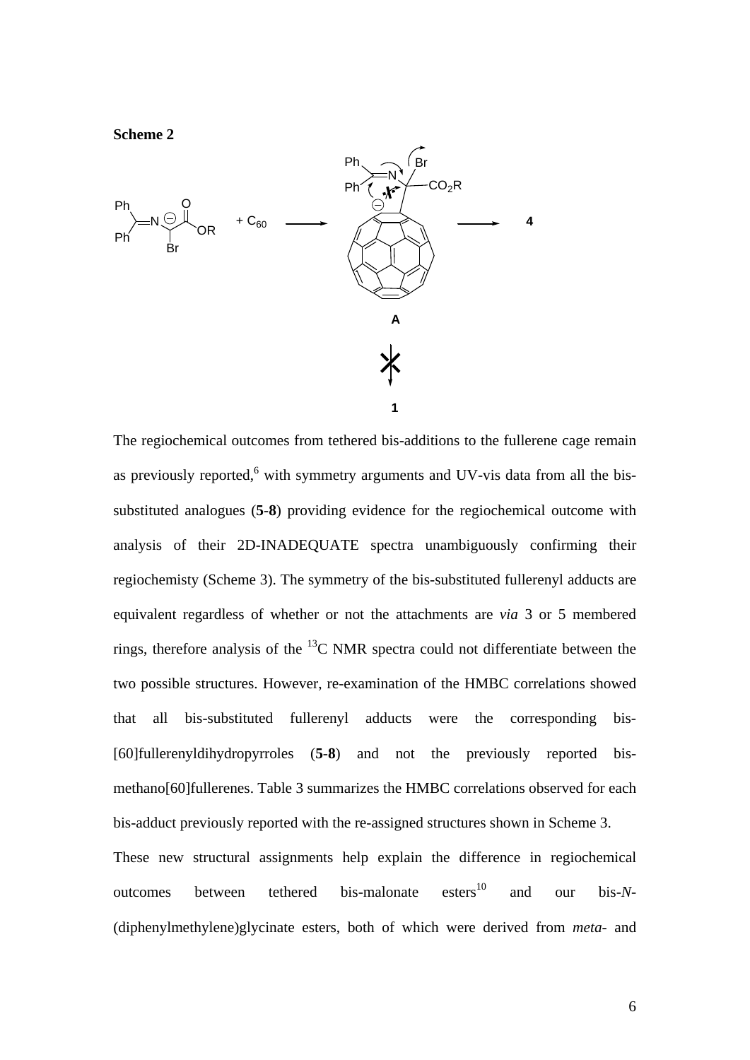**Scheme 2**

The regiochemical outcomes from tethered bis-additions to the fullerene cage remain as previously reported,[6] with symmetry arguments and UV-vis data from all the bis-substituted analogues (**5**-**8**) providing evidence for the regiochemical outcome with analysis of their 2D-INADEQUATE spectra unambiguously confirming their regiochemisty (Scheme 3). The symmetry of the bis-substituted fullerenyl adducts are equivalent regardless of whether or not the attachments are *via* 3 or 5 membered rings, therefore analysis of the $^{13}$C NMR spectra could not differentiate between the two possible structures. However, re-examination of the HMBC correlations showed that all bis-substituted fullerenyl adducts were the corresponding bis-[60]fullerenyldihydropyrroles (**5**-**8**) and not the previously reported bis-methano[60]fullerenes. Table 3 summarizes the HMBC correlations observed for each bis-adduct previously reported with the re-assigned structures shown in Scheme 3.

These new structural assignments help explain the difference in regiochemical outcomes between tethered bis-malonate esters[10] and our bis-*N*-(diphenylmethylene)glycinate esters, both of which were derived from *meta*- and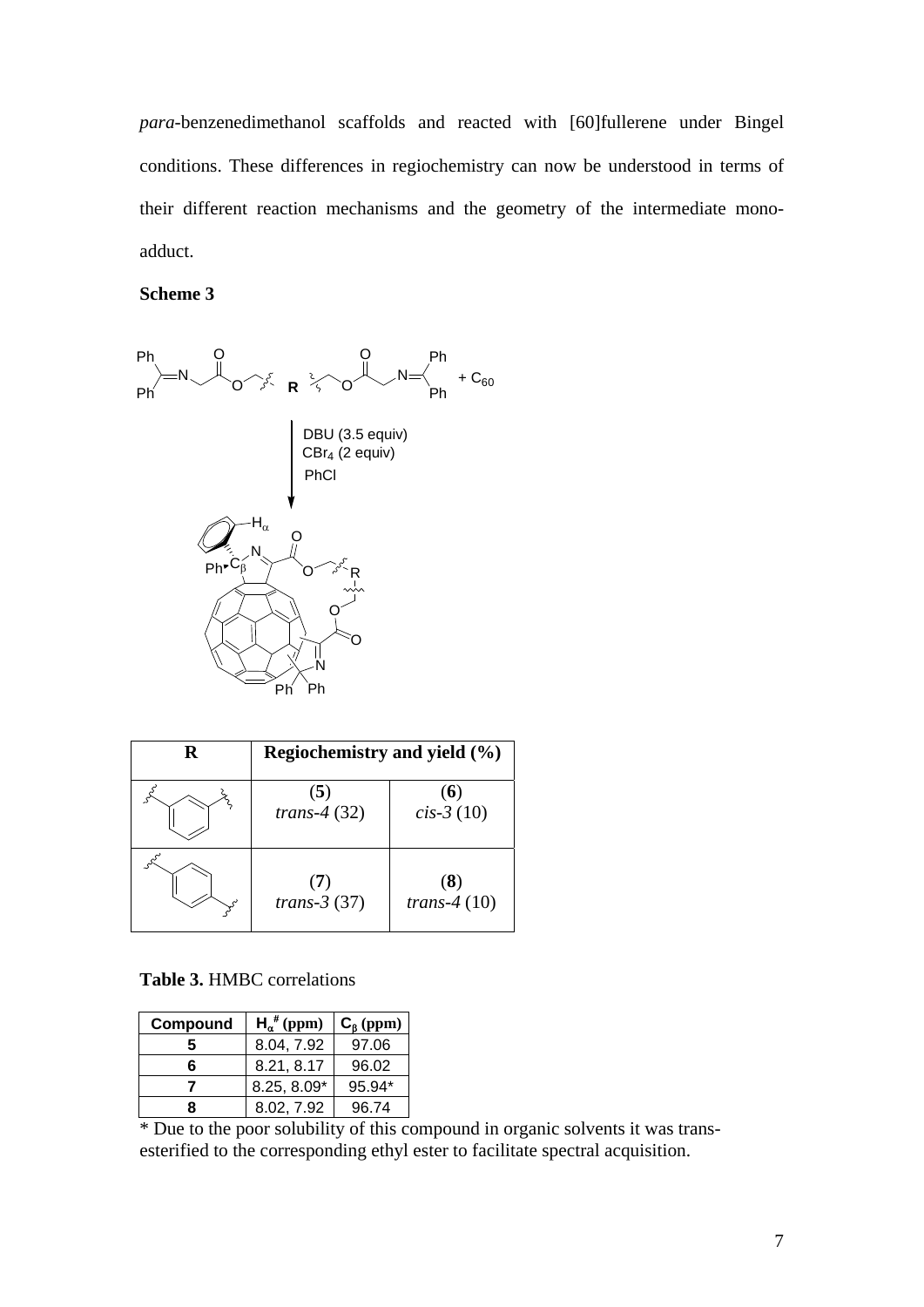*para*-benzenedimethanol scaffolds and reacted with [60]fullerene under Bingel conditions. These differences in regiochemistry can now be understood in terms of their different reaction mechanisms and the geometry of the intermediate mono-adduct.

**Scheme 3**

| R | Regiochemistry and yield (%) | |
|---|---|---|
| *meta*-phenylene | (**5**) *trans-4* (32) | (**6**) *cis-3* (10) |
| *para*-phenylene | (**7**) *trans-3* (37) | (**8**) *trans-4* (10) |

**Table 3.** HMBC correlations

| Compound | $H_\alpha$[#] (ppm) | $C_\beta$ (ppm) |
|---|---|---|
| 5 | 8.04, 7.92 | 97.06 |
| 6 | 8.21, 8.17 | 96.02 |
| 7 | 8.25, 8.09* | 95.94* |
| 8 | 8.02, 7.92 | 96.74 |

\* Due to the poor solubility of this compound in organic solvents it was trans-esterified to the corresponding ethyl ester to facilitate spectral acquisition.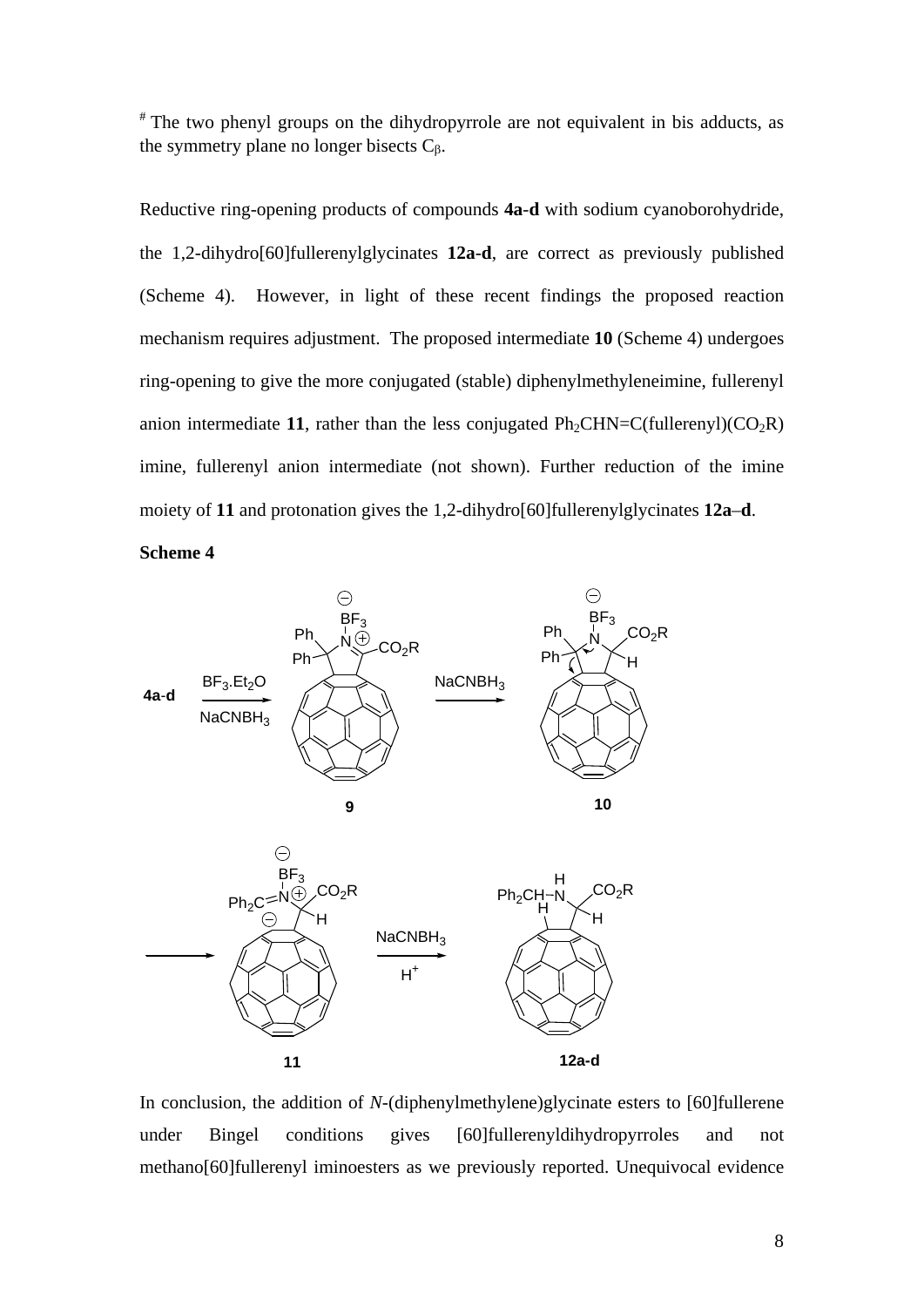[#] The two phenyl groups on the dihydropyrrole are not equivalent in bis adducts, as the symmetry plane no longer bisects $C_\beta$.

Reductive ring-opening products of compounds **4a-d** with sodium cyanoborohydride, the 1,2-dihydro[60]fullerenylglycinates **12a-d**, are correct as previously published (Scheme 4). However, in light of these recent findings the proposed reaction mechanism requires adjustment. The proposed intermediate **10** (Scheme 4) undergoes ring-opening to give the more conjugated (stable) diphenylmethyleneimine, fullerenyl anion intermediate **11**, rather than the less conjugated $Ph_2CHN{=}C(\text{fullerenyl})(CO_2R)$ imine, fullerenyl anion intermediate (not shown). Further reduction of the imine moiety of **11** and protonation gives the 1,2-dihydro[60]fullerenylglycinates **12a**–**d**.

**Scheme 4**

In conclusion, the addition of *N*-(diphenylmethylene)glycinate esters to [60]fullerene under Bingel conditions gives [60]fullerenyldihydropyrroles and not methano[60]fullerenyl iminoesters as we previously reported. Unequivocal evidence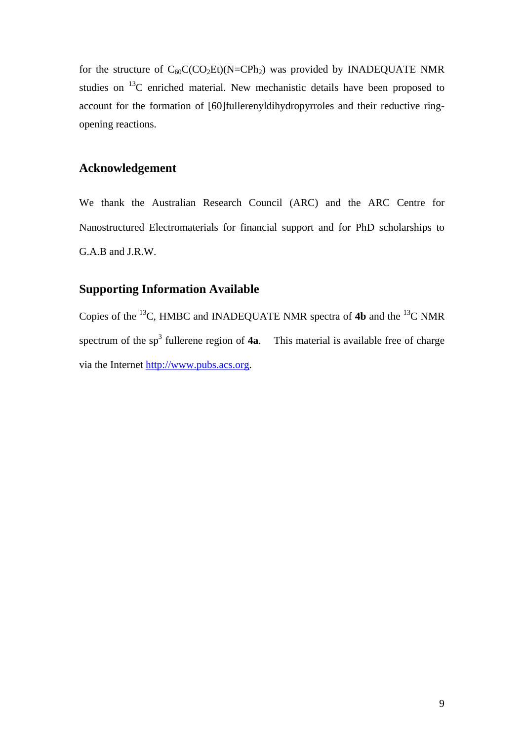for the structure of $C_{60}C(CO_2Et)(N{=}CPh_2)$ was provided by INADEQUATE NMR studies on $^{13}C$ enriched material. New mechanistic details have been proposed to account for the formation of [60]fullerenyldihydropyrroles and their reductive ring-opening reactions.

## Acknowledgement

We thank the Australian Research Council (ARC) and the ARC Centre for Nanostructured Electromaterials for financial support and for PhD scholarships to G.A.B and J.R.W.

## Supporting Information Available

Copies of the $^{13}C$, HMBC and INADEQUATE NMR spectra of **4b** and the $^{13}C$ NMR spectrum of the $sp^3$ fullerene region of **4a**. This material is available free of charge via the Internet http://www.pubs.acs.org.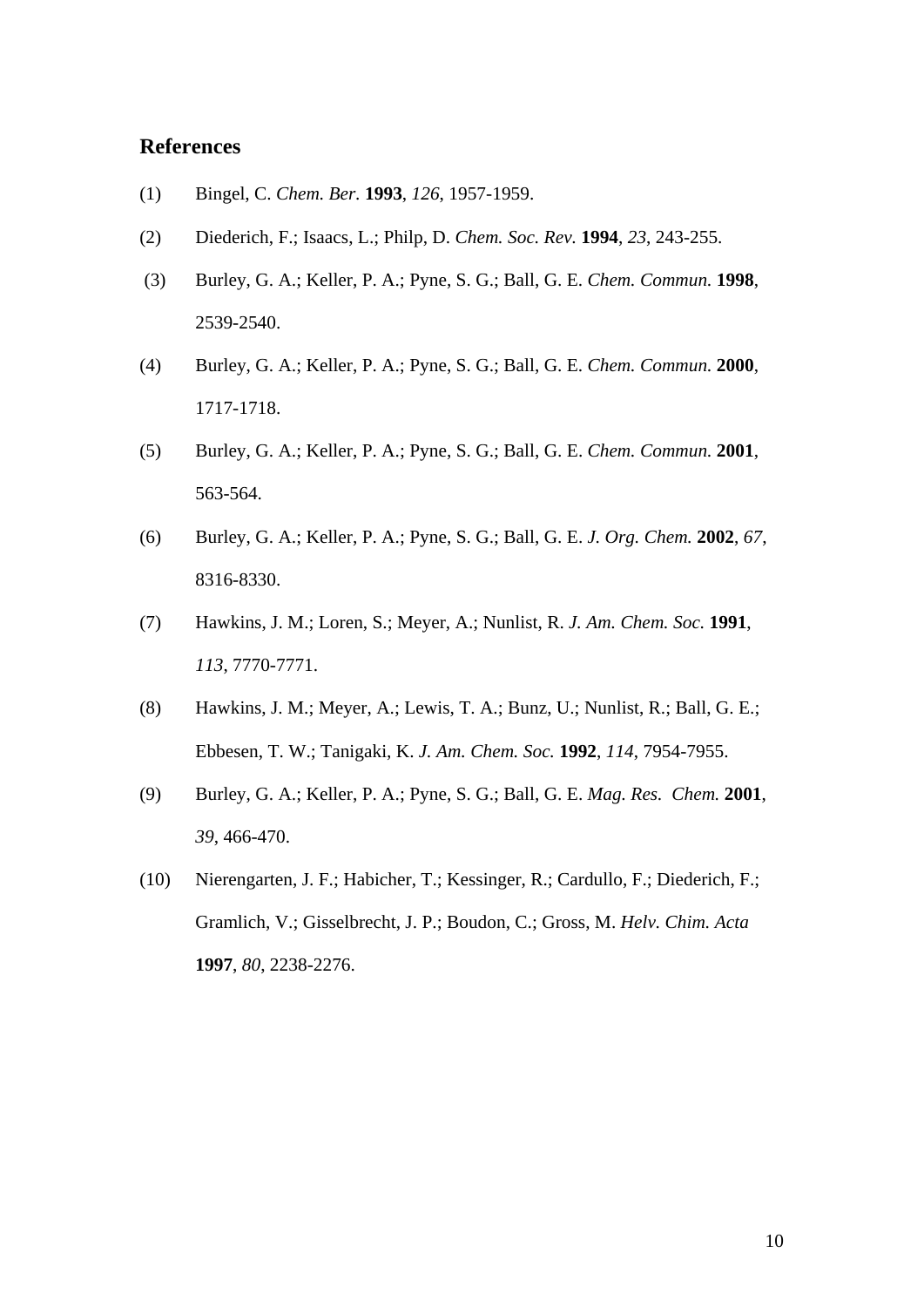## References

(1) Bingel, C. *Chem. Ber.* **1993**, *126*, 1957-1959.

(2) Diederich, F.; Isaacs, L.; Philp, D. *Chem. Soc. Rev.* **1994**, *23*, 243-255.

(3) Burley, G. A.; Keller, P. A.; Pyne, S. G.; Ball, G. E. *Chem. Commun.* **1998**, 2539-2540.

(4) Burley, G. A.; Keller, P. A.; Pyne, S. G.; Ball, G. E. *Chem. Commun.* **2000**, 1717-1718.

(5) Burley, G. A.; Keller, P. A.; Pyne, S. G.; Ball, G. E. *Chem. Commun.* **2001**, 563-564.

(6) Burley, G. A.; Keller, P. A.; Pyne, S. G.; Ball, G. E. *J. Org. Chem.* **2002**, *67*, 8316-8330.

(7) Hawkins, J. M.; Loren, S.; Meyer, A.; Nunlist, R. *J. Am. Chem. Soc.* **1991**, *113*, 7770-7771.

(8) Hawkins, J. M.; Meyer, A.; Lewis, T. A.; Bunz, U.; Nunlist, R.; Ball, G. E.; Ebbesen, T. W.; Tanigaki, K. *J. Am. Chem. Soc.* **1992**, *114*, 7954-7955.

(9) Burley, G. A.; Keller, P. A.; Pyne, S. G.; Ball, G. E. *Mag. Res. Chem.* **2001**, *39*, 466-470.

(10) Nierengarten, J. F.; Habicher, T.; Kessinger, R.; Cardullo, F.; Diederich, F.; Gramlich, V.; Gisselbrecht, J. P.; Boudon, C.; Gross, M. *Helv. Chim. Acta* **1997**, *80*, 2238-2276.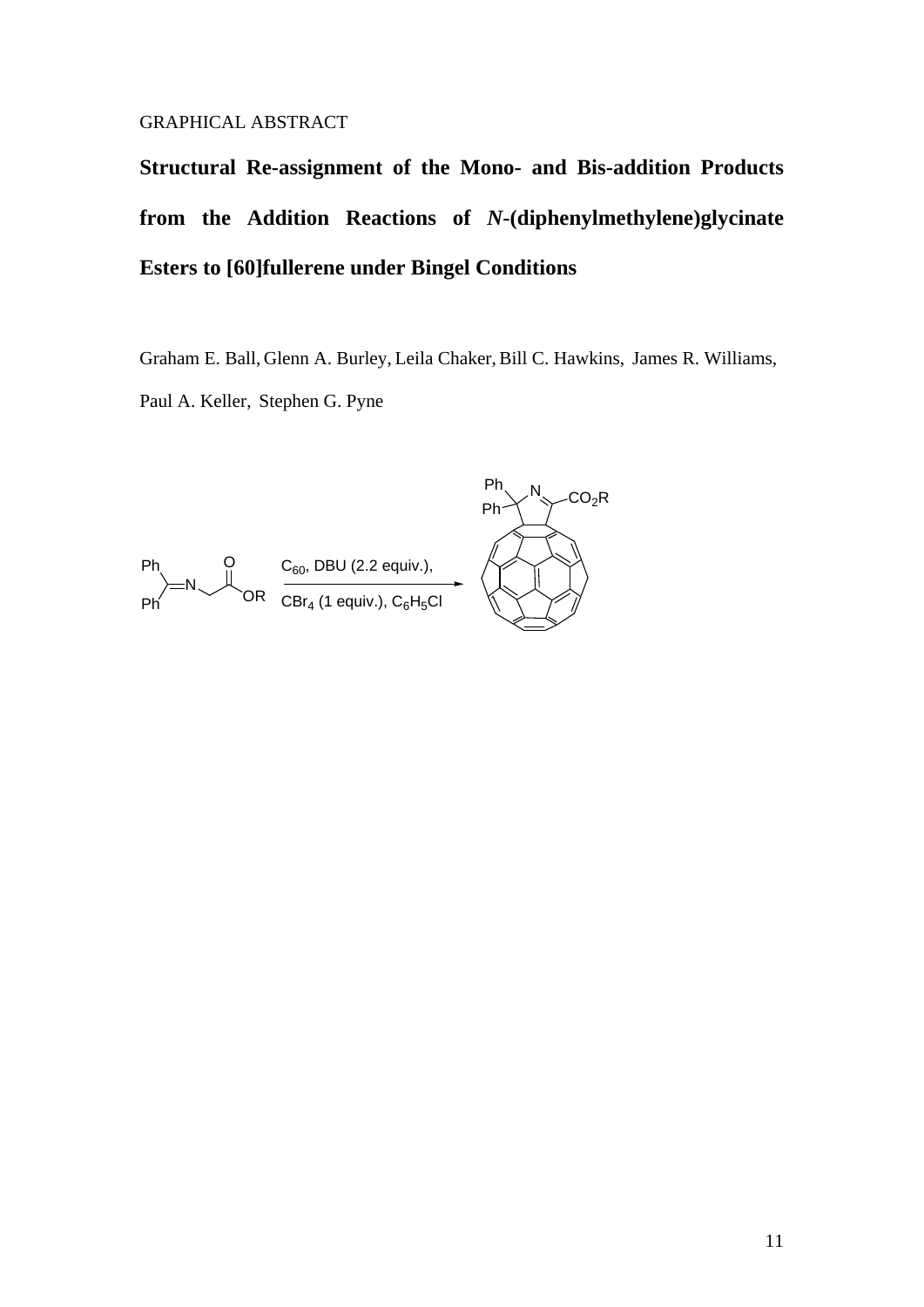GRAPHICAL ABSTRACT

**Structural Re-assignment of the Mono- and Bis-addition Products from the Addition Reactions of *N*-(diphenylmethylene)glycinate Esters to [60]fullerene under Bingel Conditions**

Graham E. Ball, Glenn A. Burley, Leila Chaker, Bill C. Hawkins, James R. Williams, Paul A. Keller, Stephen G. Pyne

Ph
Ph
N
O
OR
$C_{60}$, DBU (2.2 equiv.),
$CBr_4$ (1 equiv.), $C_6H_5Cl$
Ph
Ph
N
$CO_2R$